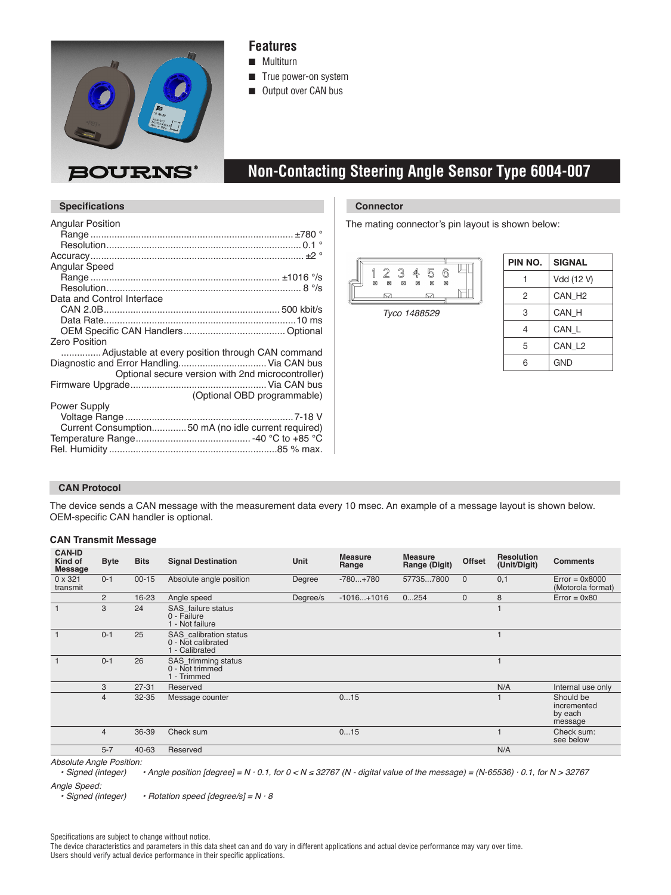# Non-Contacting Steering Angle Sensor Type 6004-007

## Features

- Multiturn
- True power-on system
- Output over CAN bus

## Specifications

Angular Position
- Range ........................................ ±780 °
- Resolution ........................................ 0.1 °

Accuracy ........................................ ±2 °

Angular Speed
- Range ........................................ ±1016 °/s
- Resolution ........................................ 8 °/s

Data and Control Interface
- CAN 2.0B ........................................ 500 kbit/s
- Data Rate ........................................ 10 ms
- OEM Specific CAN Handlers ........................................ Optional

Zero Position
- ............... Adjustable at every position through CAN command

Diagnostic and Error Handling ........................................ Via CAN bus
Optional secure version with 2nd microcontroller)

Firmware Upgrade ........................................ Via CAN bus
(Optional OBD programmable)

Power Supply
- Voltage Range ........................................ 7-18 V
- Current Consumption............. 50 mA (no idle current required)

Temperature Range ........................................ -40 °C to +85 °C

Rel. Humidity ........................................ 85 % max.

## Connector

The mating connector's pin layout is shown below:

Tyco 1488529

| PIN NO. | SIGNAL |
|---|---|
| 1 | Vdd (12 V) |
| 2 | CAN_H2 |
| 3 | CAN_H |
| 4 | CAN_L |
| 5 | CAN_L2 |
| 6 | GND |

## CAN Protocol

The device sends a CAN message with the measurement data every 10 msec. An example of a message layout is shown below. OEM-specific CAN handler is optional.

### CAN Transmit Message

| CAN-ID Kind of Message | Byte | Bits | Signal Destination | Unit | Measure Range | Measure Range (Digit) | Offset | Resolution (Unit/Digit) | Comments |
|---|---|---|---|---|---|---|---|---|---|
| 0 x 321 transmit | 0-1 | 00-15 | Absolute angle position | Degree | -780...+780 | 57735...7800 | 0 | 0,1 | Error = 0x8000 (Motorola format) |
| | 2 | 16-23 | Angle speed | Degree/s | -1016...+1016 | 0...254 | 0 | 8 | Error = 0x80 |
| 1 | 3 | 24 | SAS_failure status<br>0 - Failure<br>1 - Not failure | | | | | 1 | |
| 1 | 0-1 | 25 | SAS_calibration status<br>0 - Not calibrated<br>1 - Calibrated | | | | | 1 | |
| 1 | 0-1 | 26 | SAS_trimming status<br>0 - Not trimmed<br>1 - Trimmed | | | | | 1 | |
| | 3 | 27-31 | Reserved | | | | | N/A | Internal use only |
| | 4 | 32-35 | Message counter | | 0...15 | | | 1 | Should be incremented by each message |
| | 4 | 36-39 | Check sum | | 0...15 | | | 1 | Check sum: see below |
| | 5-7 | 40-63 | Reserved | | | | | N/A | |

*Absolute Angle Position:*
- *Signed (integer)* • *Angle position [degree] = N · 0.1, for 0 < N ≤ 32767 (N - digital value of the message) = (N-65536) · 0.1, for N > 32767*

*Angle Speed:*
- *Signed (integer)* • *Rotation speed [degree/s] = N · 8*

Specifications are subject to change without notice.
The device characteristics and parameters in this data sheet can and do vary in different applications and actual device performance may vary over time.
Users should verify actual device performance in their specific applications.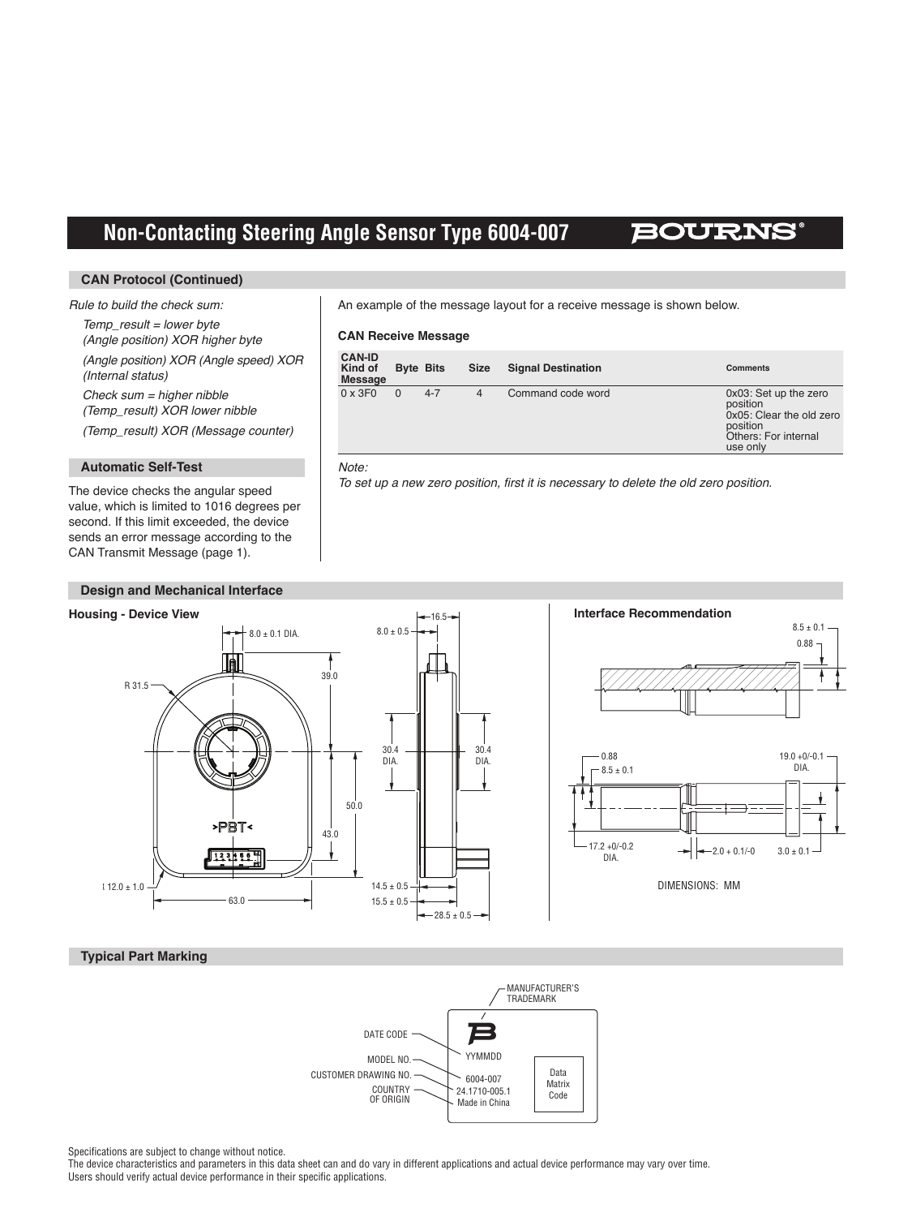## CAN Protocol (Continued)

*Rule to build the check sum:*

*Temp_result = lower byte (Angle position) XOR higher byte*

*(Angle position) XOR (Angle speed) XOR (Internal status)*

*Check sum = higher nibble (Temp_result) XOR lower nibble*

*(Temp_result) XOR (Message counter)*

An example of the message layout for a receive message is shown below.

### CAN Receive Message

| CAN-ID Kind of Message | Byte | Bits | Size | Signal Destination | Comments |
|---|---|---|---|---|---|
| 0 x 3F0 | 0 | 4-7 | 4 | Command code word | 0x03: Set up the zero position<br>0x05: Clear the old zero position<br>Others: For internal use only |

*Note:*
*To set up a new zero position, first it is necessary to delete the old zero position.*

## Automatic Self-Test

The device checks the angular speed value, which is limited to 1016 degrees per second. If this limit exceeded, the device sends an error message according to the CAN Transmit Message (page 1).

## Design and Mechanical Interface

### Housing - Device View

8.0 ± 0.1 DIA.
R 31.5
39.0
50.0
43.0
R 12.0 ± 1.0
63.0
>PBT<
16.5
8.0 ± 0.5
30.4 DIA.
30.4 DIA.
14.5 ± 0.5
15.5 ± 0.5
28.5 ± 0.5

### Interface Recommendation

8.5 ± 0.1
0.88
0.88
8.5 ± 0.1
19.0 +0/-0.1 DIA.
17.2 +0/-0.2 DIA.
2.0 + 0.1/-0
3.0 ± 0.1

DIMENSIONS: MM

## Typical Part Marking

MANUFACTURER'S TRADEMARK
DATE CODE — YYMMDD
MODEL NO. — 6004-007
CUSTOMER DRAWING NO. — 24.1710-005.1
COUNTRY OF ORIGIN — Made in China
Data Matrix Code

Specifications are subject to change without notice.
The device characteristics and parameters in this data sheet can and do vary in different applications and actual device performance may vary over time.
Users should verify actual device performance in their specific applications.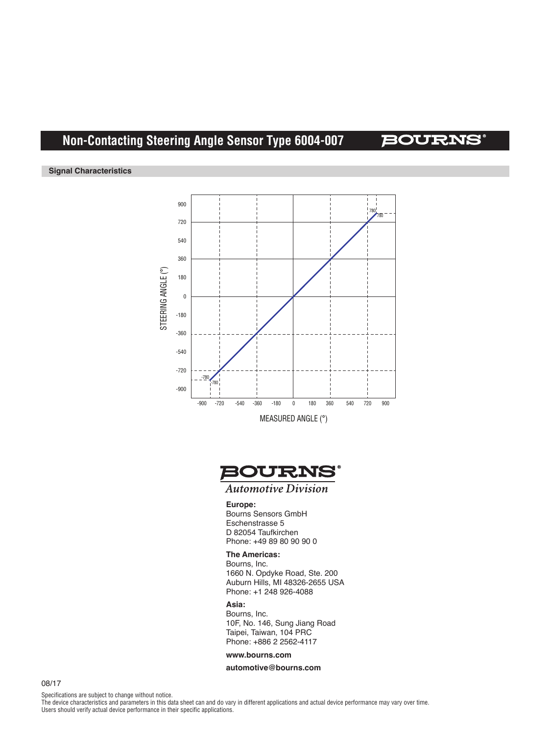# Non-Contacting Steering Angle Sensor Type 6004-007

## Signal Characteristics

STEERING ANGLE (°)

900
720
540
360
180
0
-180
-360
-540
-720
-900

780
780
-780
-780

-900 -720 -540 -360 -180 0 180 360 540 720 900

MEASURED ANGLE (°)

**BOURNS®**

*Automotive Division*

**Europe:**
Bourns Sensors GmbH
Eschenstrasse 5
D 82054 Taufkirchen
Phone: +49 89 80 90 90 0

**The Americas:**
Bourns, Inc.
1660 N. Opdyke Road, Ste. 200
Auburn Hills, MI 48326-2655 USA
Phone: +1 248 926-4088

**Asia:**
Bourns, Inc.
10F, No. 146, Sung Jiang Road
Taipei, Taiwan, 104 PRC
Phone: +886 2 2562-4117

**www.bourns.com**

**automotive@bourns.com**

08/17

Specifications are subject to change without notice.
The device characteristics and parameters in this data sheet can and do vary in different applications and actual device performance may vary over time.
Users should verify actual device performance in their specific applications.